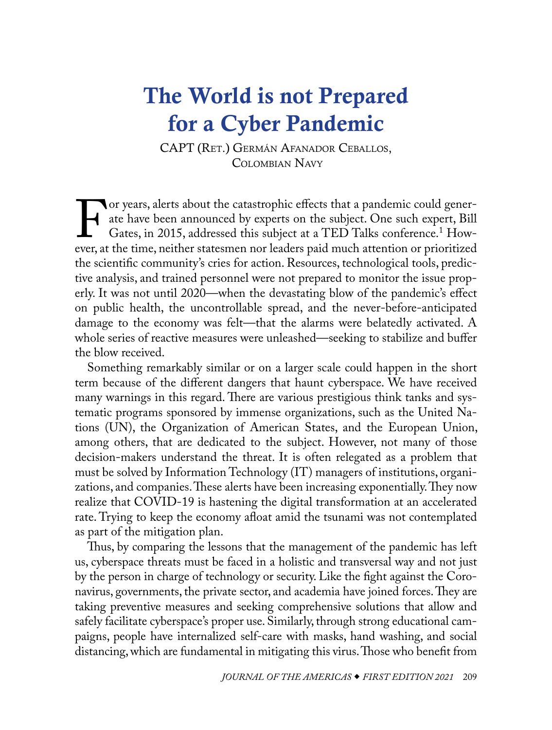# The World is not Prepared for a Cyber Pandemic

CAPT (Ret.) Germán Afanador Ceballos, Colombian Navy

For years, alerts about the catastrophic effects that a pandemic could generate have been announced by experts on the subject. One such expert, Bill Gates, in 2015, addressed this subject at a TED Talks conference.[1] However, at the time, neither statesmen nor leaders paid much attention or prioritized the scientific community's cries for action. Resources, technological tools, predictive analysis, and trained personnel were not prepared to monitor the issue properly. It was not until 2020—when the devastating blow of the pandemic's effect on public health, the uncontrollable spread, and the never-before-anticipated damage to the economy was felt—that the alarms were belatedly activated. A whole series of reactive measures were unleashed—seeking to stabilize and buffer the blow received.

Something remarkably similar or on a larger scale could happen in the short term because of the different dangers that haunt cyberspace. We have received many warnings in this regard. There are various prestigious think tanks and systematic programs sponsored by immense organizations, such as the United Nations (UN), the Organization of American States, and the European Union, among others, that are dedicated to the subject. However, not many of those decision-makers understand the threat. It is often relegated as a problem that must be solved by Information Technology (IT) managers of institutions, organizations, and companies. These alerts have been increasing exponentially. They now realize that COVID-19 is hastening the digital transformation at an accelerated rate. Trying to keep the economy afloat amid the tsunami was not contemplated as part of the mitigation plan.

Thus, by comparing the lessons that the management of the pandemic has left us, cyberspace threats must be faced in a holistic and transversal way and not just by the person in charge of technology or security. Like the fight against the Coronavirus, governments, the private sector, and academia have joined forces. They are taking preventive measures and seeking comprehensive solutions that allow and safely facilitate cyberspace's proper use. Similarly, through strong educational campaigns, people have internalized self-care with masks, hand washing, and social distancing, which are fundamental in mitigating this virus. Those who benefit from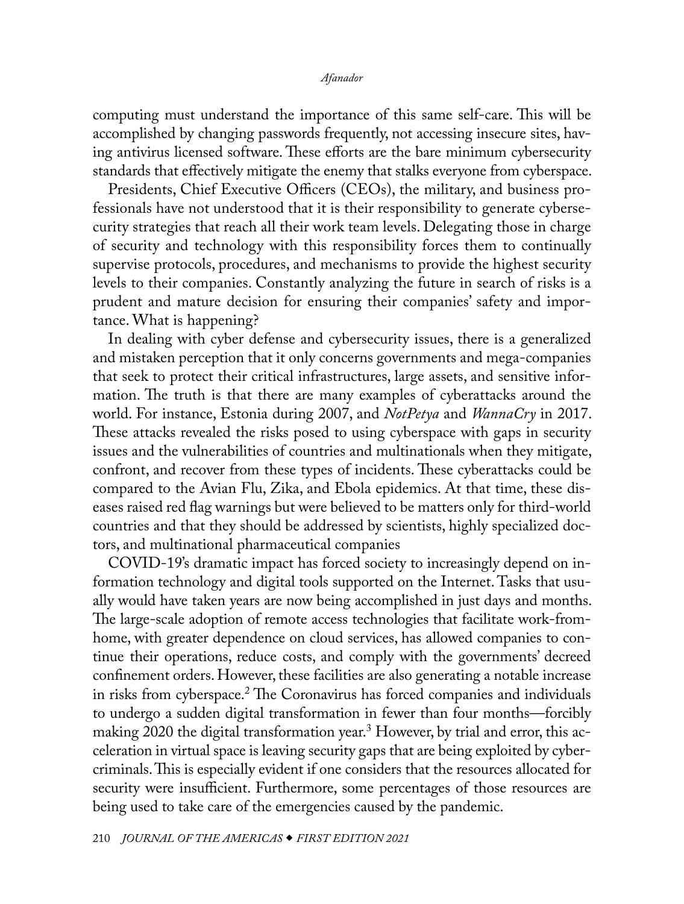computing must understand the importance of this same self-care. This will be accomplished by changing passwords frequently, not accessing insecure sites, having antivirus licensed software. These efforts are the bare minimum cybersecurity standards that effectively mitigate the enemy that stalks everyone from cyberspace.

Presidents, Chief Executive Officers (CEOs), the military, and business professionals have not understood that it is their responsibility to generate cybersecurity strategies that reach all their work team levels. Delegating those in charge of security and technology with this responsibility forces them to continually supervise protocols, procedures, and mechanisms to provide the highest security levels to their companies. Constantly analyzing the future in search of risks is a prudent and mature decision for ensuring their companies' safety and importance. What is happening?

In dealing with cyber defense and cybersecurity issues, there is a generalized and mistaken perception that it only concerns governments and mega-companies that seek to protect their critical infrastructures, large assets, and sensitive information. The truth is that there are many examples of cyberattacks around the world. For instance, Estonia during 2007, and *NotPetya* and *WannaCry* in 2017. These attacks revealed the risks posed to using cyberspace with gaps in security issues and the vulnerabilities of countries and multinationals when they mitigate, confront, and recover from these types of incidents. These cyberattacks could be compared to the Avian Flu, Zika, and Ebola epidemics. At that time, these diseases raised red flag warnings but were believed to be matters only for third-world countries and that they should be addressed by scientists, highly specialized doctors, and multinational pharmaceutical companies

COVID-19's dramatic impact has forced society to increasingly depend on information technology and digital tools supported on the Internet. Tasks that usually would have taken years are now being accomplished in just days and months. The large-scale adoption of remote access technologies that facilitate work-from-home, with greater dependence on cloud services, has allowed companies to continue their operations, reduce costs, and comply with the governments' decreed confinement orders. However, these facilities are also generating a notable increase in risks from cyberspace.[2] The Coronavirus has forced companies and individuals to undergo a sudden digital transformation in fewer than four months—forcibly making 2020 the digital transformation year.[3] However, by trial and error, this acceleration in virtual space is leaving security gaps that are being exploited by cybercriminals. This is especially evident if one considers that the resources allocated for security were insufficient. Furthermore, some percentages of those resources are being used to take care of the emergencies caused by the pandemic.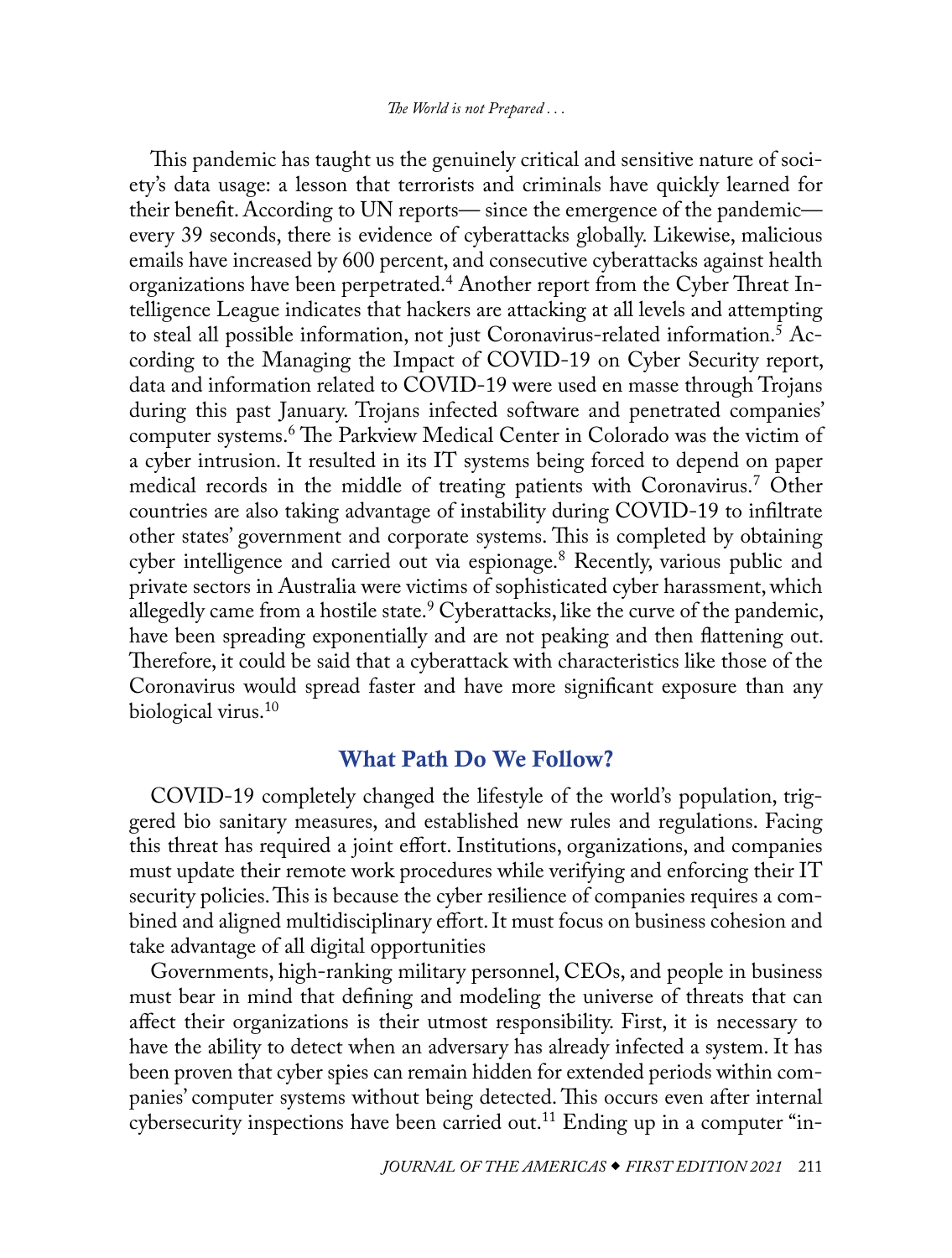This pandemic has taught us the genuinely critical and sensitive nature of society's data usage: a lesson that terrorists and criminals have quickly learned for their benefit. According to UN reports— since the emergence of the pandemic— every 39 seconds, there is evidence of cyberattacks globally. Likewise, malicious emails have increased by 600 percent, and consecutive cyberattacks against health organizations have been perpetrated.[4] Another report from the Cyber Threat Intelligence League indicates that hackers are attacking at all levels and attempting to steal all possible information, not just Coronavirus-related information.[5] According to the Managing the Impact of COVID-19 on Cyber Security report, data and information related to COVID-19 were used en masse through Trojans during this past January. Trojans infected software and penetrated companies' computer systems.[6] The Parkview Medical Center in Colorado was the victim of a cyber intrusion. It resulted in its IT systems being forced to depend on paper medical records in the middle of treating patients with Coronavirus.[7] Other countries are also taking advantage of instability during COVID-19 to infiltrate other states' government and corporate systems. This is completed by obtaining cyber intelligence and carried out via espionage.[8] Recently, various public and private sectors in Australia were victims of sophisticated cyber harassment, which allegedly came from a hostile state.[9] Cyberattacks, like the curve of the pandemic, have been spreading exponentially and are not peaking and then flattening out. Therefore, it could be said that a cyberattack with characteristics like those of the Coronavirus would spread faster and have more significant exposure than any biological virus.[10]

## What Path Do We Follow?

COVID-19 completely changed the lifestyle of the world's population, triggered bio sanitary measures, and established new rules and regulations. Facing this threat has required a joint effort. Institutions, organizations, and companies must update their remote work procedures while verifying and enforcing their IT security policies. This is because the cyber resilience of companies requires a combined and aligned multidisciplinary effort. It must focus on business cohesion and take advantage of all digital opportunities

Governments, high-ranking military personnel, CEOs, and people in business must bear in mind that defining and modeling the universe of threats that can affect their organizations is their utmost responsibility. First, it is necessary to have the ability to detect when an adversary has already infected a system. It has been proven that cyber spies can remain hidden for extended periods within companies' computer systems without being detected. This occurs even after internal cybersecurity inspections have been carried out.[11] Ending up in a computer "in-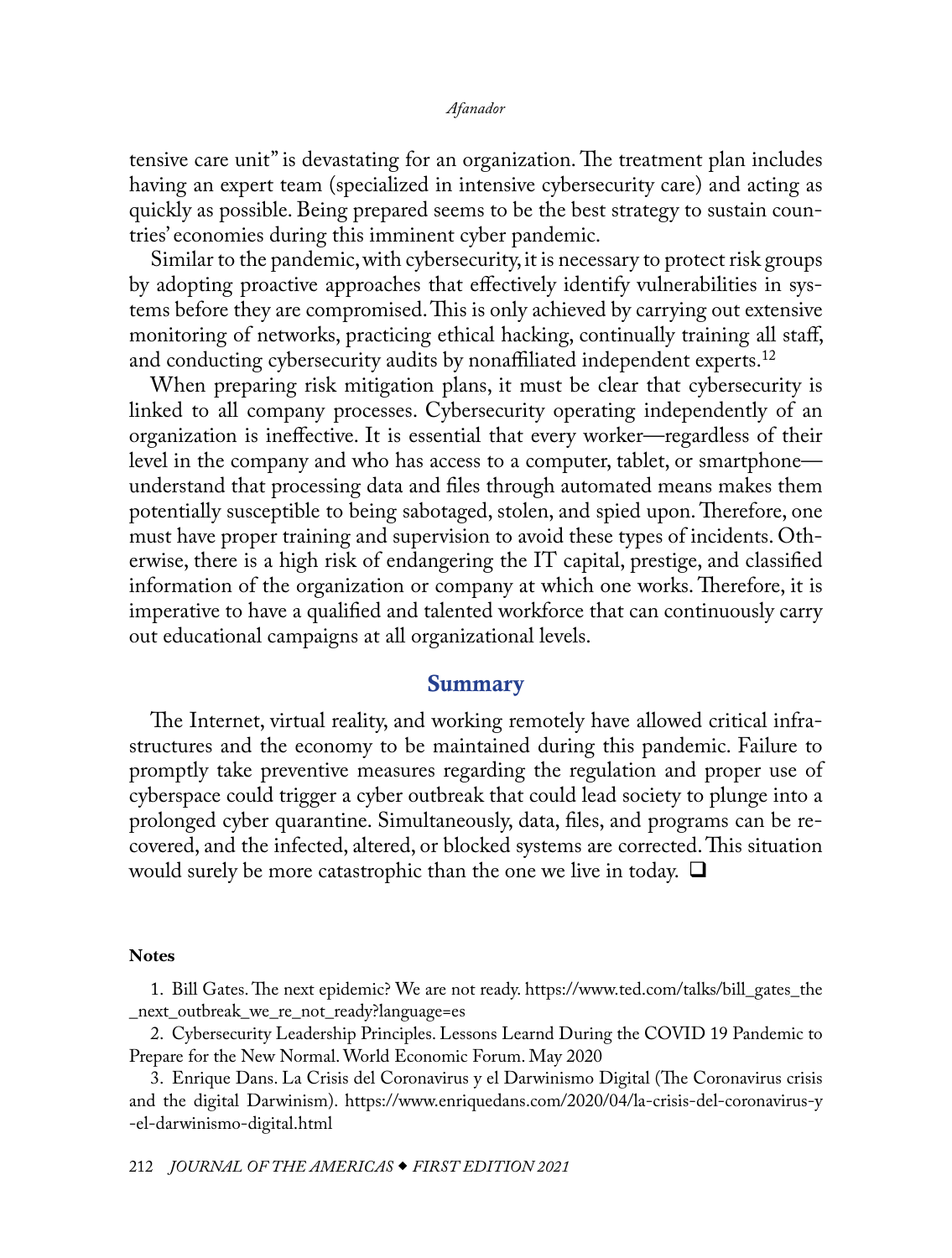tensive care unit" is devastating for an organization. The treatment plan includes having an expert team (specialized in intensive cybersecurity care) and acting as quickly as possible. Being prepared seems to be the best strategy to sustain countries' economies during this imminent cyber pandemic.

Similar to the pandemic, with cybersecurity, it is necessary to protect risk groups by adopting proactive approaches that effectively identify vulnerabilities in systems before they are compromised. This is only achieved by carrying out extensive monitoring of networks, practicing ethical hacking, continually training all staff, and conducting cybersecurity audits by nonaffiliated independent experts.[12]

When preparing risk mitigation plans, it must be clear that cybersecurity is linked to all company processes. Cybersecurity operating independently of an organization is ineffective. It is essential that every worker—regardless of their level in the company and who has access to a computer, tablet, or smartphone—understand that processing data and files through automated means makes them potentially susceptible to being sabotaged, stolen, and spied upon. Therefore, one must have proper training and supervision to avoid these types of incidents. Otherwise, there is a high risk of endangering the IT capital, prestige, and classified information of the organization or company at which one works. Therefore, it is imperative to have a qualified and talented workforce that can continuously carry out educational campaigns at all organizational levels.

## Summary

The Internet, virtual reality, and working remotely have allowed critical infrastructures and the economy to be maintained during this pandemic. Failure to promptly take preventive measures regarding the regulation and proper use of cyberspace could trigger a cyber outbreak that could lead society to plunge into a prolonged cyber quarantine. Simultaneously, data, files, and programs can be recovered, and the infected, altered, or blocked systems are corrected. This situation would surely be more catastrophic than the one we live in today. ❑

### Notes

1. Bill Gates. The next epidemic? We are not ready. https://www.ted.com/talks/bill_gates_the_next_outbreak_we_re_not_ready?language=es

2. Cybersecurity Leadership Principles. Lessons Learnd During the COVID 19 Pandemic to Prepare for the New Normal. World Economic Forum. May 2020

3. Enrique Dans. La Crisis del Coronavirus y el Darwinismo Digital (The Coronavirus crisis and the digital Darwinism). https://www.enriquedans.com/2020/04/la-crisis-del-coronavirus-y-el-darwinismo-digital.html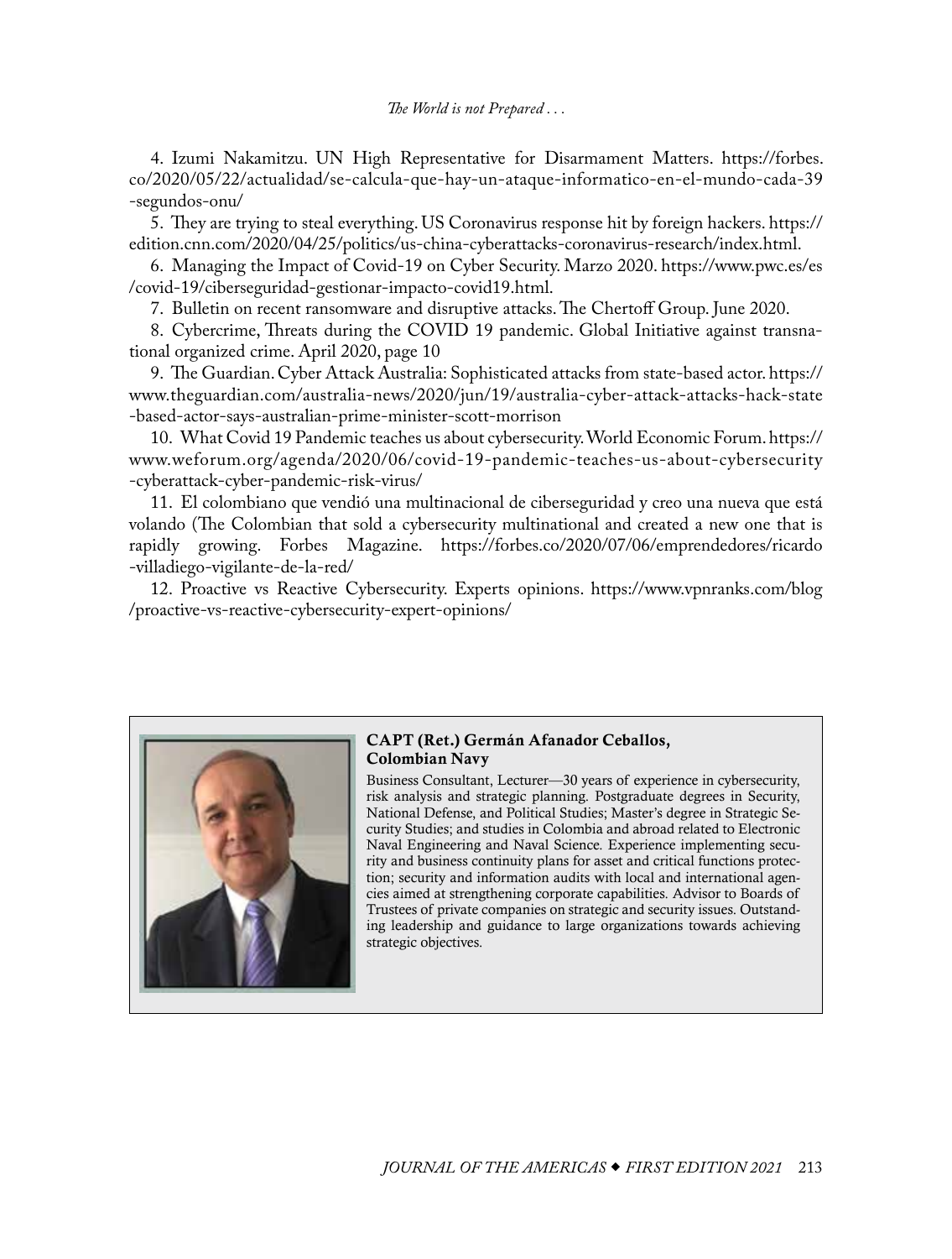4. Izumi Nakamitzu. UN High Representative for Disarmament Matters. https://forbes.co/2020/05/22/actualidad/se-calcula-que-hay-un-ataque-informatico-en-el-mundo-cada-39-segundos-onu/

5. They are trying to steal everything. US Coronavirus response hit by foreign hackers. https://edition.cnn.com/2020/04/25/politics/us-china-cyberattacks-coronavirus-research/index.html.

6. Managing the Impact of Covid-19 on Cyber Security. Marzo 2020. https://www.pwc.es/es/covid-19/ciberseguridad-gestionar-impacto-covid19.html.

7. Bulletin on recent ransomware and disruptive attacks. The Chertoff Group. June 2020.

8. Cybercrime, Threats during the COVID 19 pandemic. Global Initiative against transnational organized crime. April 2020, page 10

9. The Guardian. Cyber Attack Australia: Sophisticated attacks from state-based actor. https://www.theguardian.com/australia-news/2020/jun/19/australia-cyber-attack-attacks-hack-state-based-actor-says-australian-prime-minister-scott-morrison

10. What Covid 19 Pandemic teaches us about cybersecurity. World Economic Forum. https://www.weforum.org/agenda/2020/06/covid-19-pandemic-teaches-us-about-cybersecurity-cyberattack-cyber-pandemic-risk-virus/

11. El colombiano que vendió una multinacional de ciberseguridad y creo una nueva que está volando (The Colombian that sold a cybersecurity multinational and created a new one that is rapidly growing. Forbes Magazine. https://forbes.co/2020/07/06/emprendedores/ricardo-villadiego-vigilante-de-la-red/

12. Proactive vs Reactive Cybersecurity. Experts opinions. https://www.vpnranks.com/blog/proactive-vs-reactive-cybersecurity-expert-opinions/

**CAPT (Ret.) Germán Afanador Ceballos, Colombian Navy**

Business Consultant, Lecturer—30 years of experience in cybersecurity, risk analysis and strategic planning. Postgraduate degrees in Security, National Defense, and Political Studies; Master's degree in Strategic Security Studies; and studies in Colombia and abroad related to Electronic Naval Engineering and Naval Science. Experience implementing security and business continuity plans for asset and critical functions protection; security and information audits with local and international agencies aimed at strengthening corporate capabilities. Advisor to Boards of Trustees of private companies on strategic and security issues. Outstanding leadership and guidance to large organizations towards achieving strategic objectives.